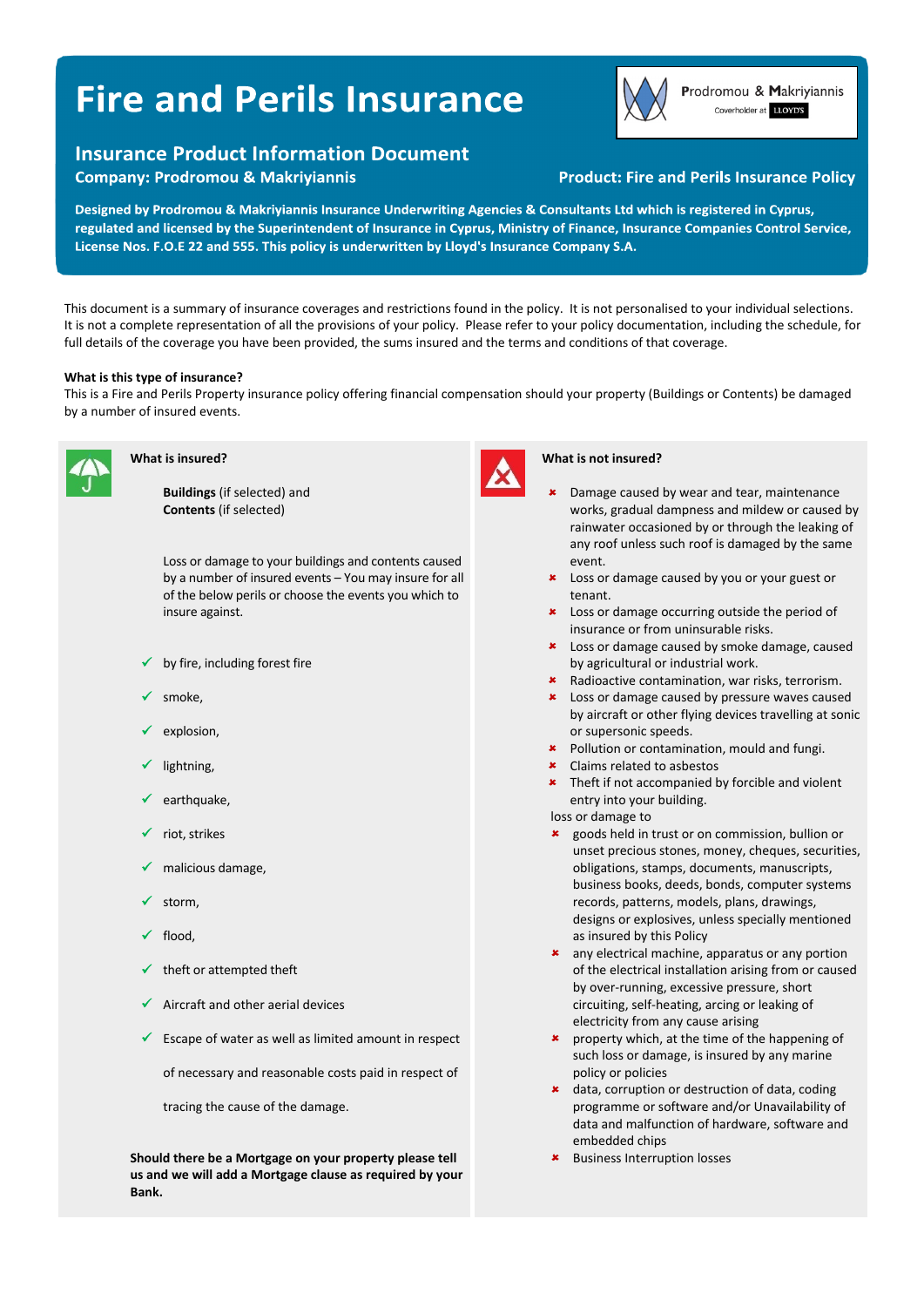# Fire and Perils Insurance

Prodromou & Makriyiannis
Coverholder at LLOYD'S

## Insurance Product Information Document

**Company: Prodromou & Makriyiannis**

**Product: Fire and Perils Insurance Policy**

**Designed by Prodromou & Makriyiannis Insurance Underwriting Agencies & Consultants Ltd which is registered in Cyprus, regulated and licensed by the Superintendent of Insurance in Cyprus, Ministry of Finance, Insurance Companies Control Service, License Nos. F.O.E 22 and 555. This policy is underwritten by Lloyd's Insurance Company S.A.**

This document is a summary of insurance coverages and restrictions found in the policy. It is not personalised to your individual selections. It is not a complete representation of all the provisions of your policy. Please refer to your policy documentation, including the schedule, for full details of the coverage you have been provided, the sums insured and the terms and conditions of that coverage.

**What is this type of insurance?**

This is a Fire and Perils Property insurance policy offering financial compensation should your property (Buildings or Contents) be damaged by a number of insured events.

### What is insured?

**Buildings** (if selected) and
**Contents** (if selected)

Loss or damage to your buildings and contents caused by a number of insured events – You may insure for all of the below perils or choose the events you which to insure against.

- ✓ by fire, including forest fire
- ✓ smoke,
- ✓ explosion,
- ✓ lightning,
- ✓ earthquake,
- ✓ riot, strikes
- ✓ malicious damage,
- ✓ storm,
- ✓ flood,
- ✓ theft or attempted theft
- ✓ Aircraft and other aerial devices
- ✓ Escape of water as well as limited amount in respect of necessary and reasonable costs paid in respect of tracing the cause of the damage.

**Should there be a Mortgage on your property please tell us and we will add a Mortgage clause as required by your Bank.**

### What is not insured?

- ✘ Damage caused by wear and tear, maintenance works, gradual dampness and mildew or caused by rainwater occasioned by or through the leaking of any roof unless such roof is damaged by the same event.
- ✘ Loss or damage caused by you or your guest or tenant.
- ✘ Loss or damage occurring outside the period of insurance or from uninsurable risks.
- ✘ Loss or damage caused by smoke damage, caused by agricultural or industrial work.
- ✘ Radioactive contamination, war risks, terrorism.
- ✘ Loss or damage caused by pressure waves caused by aircraft or other flying devices travelling at sonic or supersonic speeds.
- ✘ Pollution or contamination, mould and fungi.
- ✘ Claims related to asbestos
- ✘ Theft if not accompanied by forcible and violent entry into your building.

loss or damage to

- ✘ goods held in trust or on commission, bullion or unset precious stones, money, cheques, securities, obligations, stamps, documents, manuscripts, business books, deeds, bonds, computer systems records, patterns, models, plans, drawings, designs or explosives, unless specially mentioned as insured by this Policy
- ✘ any electrical machine, apparatus or any portion of the electrical installation arising from or caused by over-running, excessive pressure, short circuiting, self-heating, arcing or leaking of electricity from any cause arising
- ✘ property which, at the time of the happening of such loss or damage, is insured by any marine policy or policies
- ✘ data, corruption or destruction of data, coding programme or software and/or Unavailability of data and malfunction of hardware, software and embedded chips
- ✘ Business Interruption losses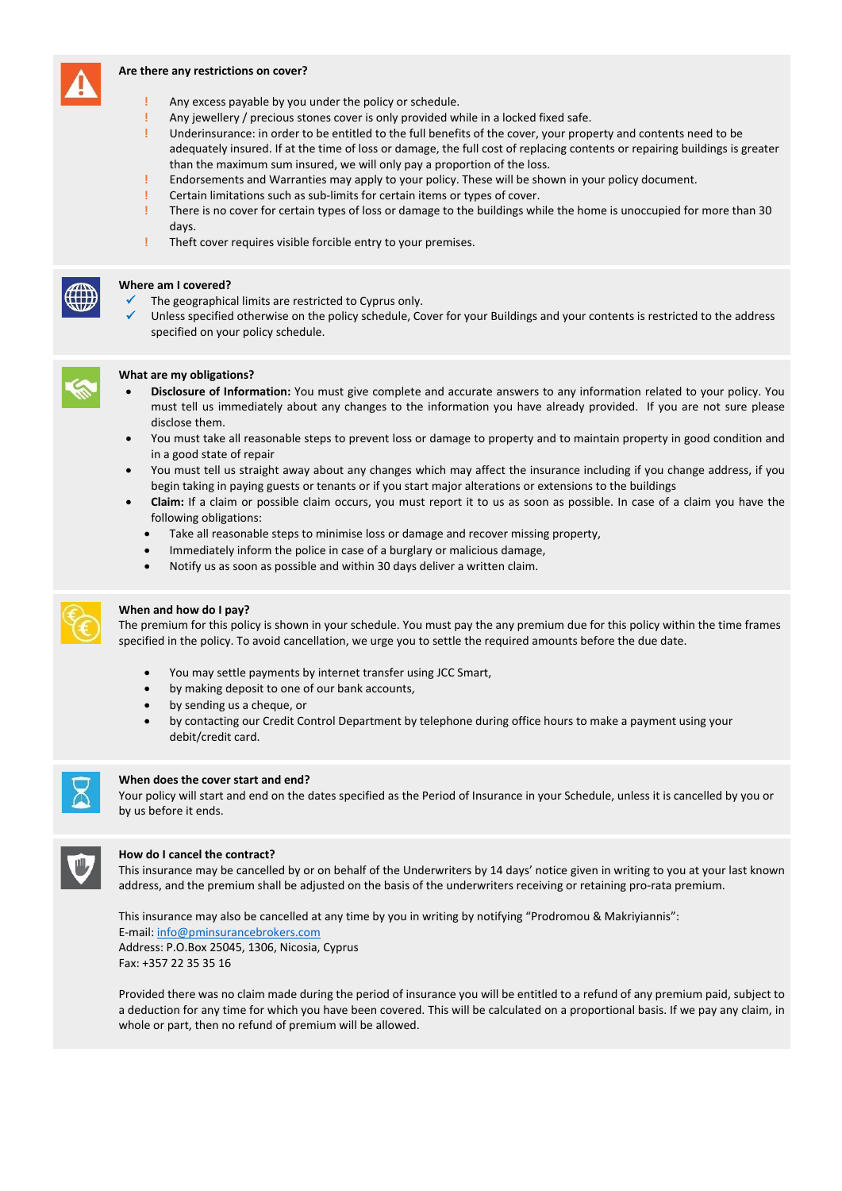### Are there any restrictions on cover?

- ! Any excess payable by you under the policy or schedule.
- ! Any jewellery / precious stones cover is only provided while in a locked fixed safe.
- ! Underinsurance: in order to be entitled to the full benefits of the cover, your property and contents need to be adequately insured. If at the time of loss or damage, the full cost of replacing contents or repairing buildings is greater than the maximum sum insured, we will only pay a proportion of the loss.
- ! Endorsements and Warranties may apply to your policy. These will be shown in your policy document.
- ! Certain limitations such as sub-limits for certain items or types of cover.
- ! There is no cover for certain types of loss or damage to the buildings while the home is unoccupied for more than 30 days.
- ! Theft cover requires visible forcible entry to your premises.

### Where am I covered?

- ✓ The geographical limits are restricted to Cyprus only.
- ✓ Unless specified otherwise on the policy schedule, Cover for your Buildings and your contents is restricted to the address specified on your policy schedule.

### What are my obligations?

- **Disclosure of Information:** You must give complete and accurate answers to any information related to your policy. You must tell us immediately about any changes to the information you have already provided. If you are not sure please disclose them.
- You must take all reasonable steps to prevent loss or damage to property and to maintain property in good condition and in a good state of repair
- You must tell us straight away about any changes which may affect the insurance including if you change address, if you begin taking in paying guests or tenants or if you start major alterations or extensions to the buildings
- **Claim:** If a claim or possible claim occurs, you must report it to us as soon as possible. In case of a claim you have the following obligations:
  - Take all reasonable steps to minimise loss or damage and recover missing property,
  - Immediately inform the police in case of a burglary or malicious damage,
  - Notify us as soon as possible and within 30 days deliver a written claim.

### When and how do I pay?

The premium for this policy is shown in your schedule. You must pay the any premium due for this policy within the time frames specified in the policy. To avoid cancellation, we urge you to settle the required amounts before the due date.

- You may settle payments by internet transfer using JCC Smart,
- by making deposit to one of our bank accounts,
- by sending us a cheque, or
- by contacting our Credit Control Department by telephone during office hours to make a payment using your debit/credit card.

### When does the cover start and end?

Your policy will start and end on the dates specified as the Period of Insurance in your Schedule, unless it is cancelled by you or by us before it ends.

### How do I cancel the contract?

This insurance may be cancelled by or on behalf of the Underwriters by 14 days' notice given in writing to you at your last known address, and the premium shall be adjusted on the basis of the underwriters receiving or retaining pro-rata premium.

This insurance may also be cancelled at any time by you in writing by notifying "Prodromou & Makriyiannis":
E-mail: [info@pminsurancebrokers.com](mailto:info@pminsurancebrokers.com)
Address: P.O.Box 25045, 1306, Nicosia, Cyprus
Fax: +357 22 35 35 16

Provided there was no claim made during the period of insurance you will be entitled to a refund of any premium paid, subject to a deduction for any time for which you have been covered. This will be calculated on a proportional basis. If we pay any claim, in whole or part, then no refund of premium will be allowed.